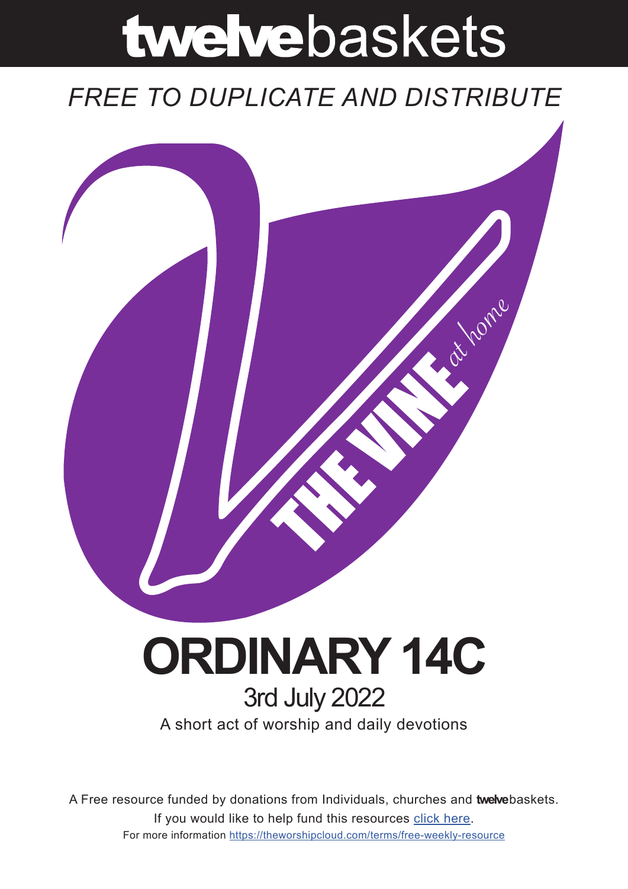# twelvebaskets

*FREE TO DUPLICATE AND DISTRIBUTE*

THE VINE *at home*

# ORDINARY 14C

## 3rd July 2022

A short act of worship and daily devotions

A Free resource funded by donations from Individuals, churches and **twelve**baskets.
If you would like to help fund this resources [click here](click here).
For more information [https://theworshipcloud.com/terms/free-weekly-resource](https://theworshipcloud.com/terms/free-weekly-resource)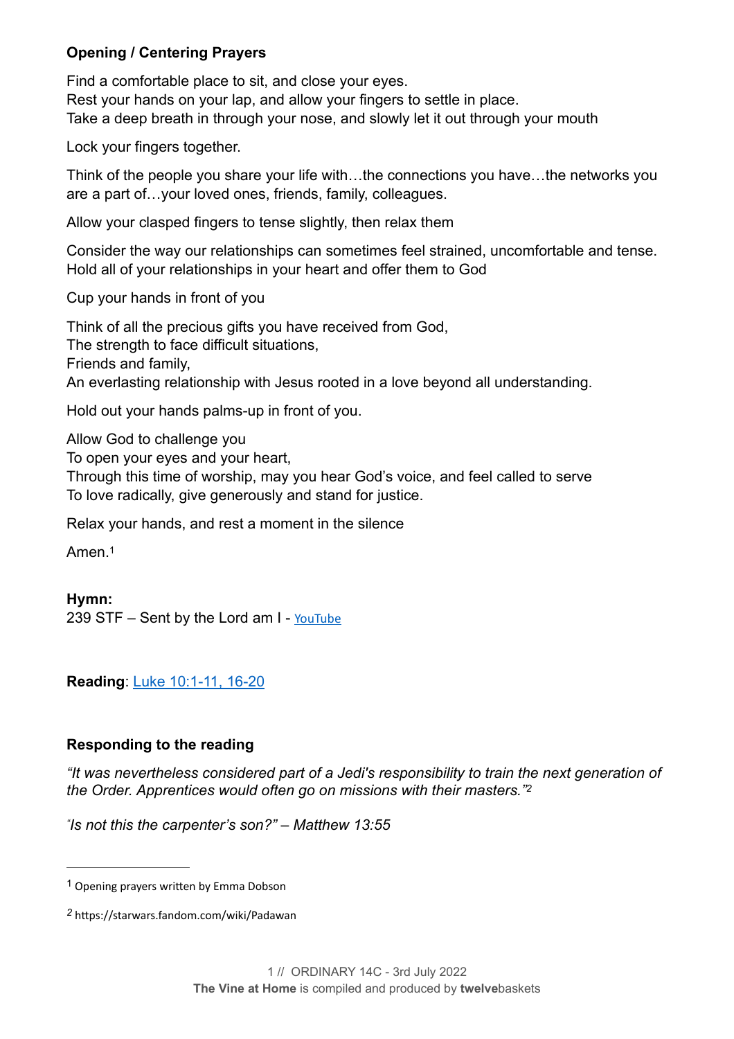**Opening / Centering Prayers**

Find a comfortable place to sit, and close your eyes.
Rest your hands on your lap, and allow your fingers to settle in place.
Take a deep breath in through your nose, and slowly let it out through your mouth

Lock your fingers together.

Think of the people you share your life with…the connections you have…the networks you are a part of…your loved ones, friends, family, colleagues.

Allow your clasped fingers to tense slightly, then relax them

Consider the way our relationships can sometimes feel strained, uncomfortable and tense.
Hold all of your relationships in your heart and offer them to God

Cup your hands in front of you

Think of all the precious gifts you have received from God,
The strength to face difficult situations,
Friends and family,
An everlasting relationship with Jesus rooted in a love beyond all understanding.

Hold out your hands palms-up in front of you.

Allow God to challenge you
To open your eyes and your heart,
Through this time of worship, may you hear God's voice, and feel called to serve
To love radically, give generously and stand for justice.

Relax your hands, and rest a moment in the silence

Amen.[1]

**Hymn:**
239 STF – Sent by the Lord am I - YouTube

**Reading**: Luke 10:1-11, 16-20

**Responding to the reading**

*"It was nevertheless considered part of a Jedi's responsibility to train the next generation of the Order. Apprentices would often go on missions with their masters."*[2]

*"Is not this the carpenter's son?" – Matthew 13:55*

---

[1] Opening prayers written by Emma Dobson

[2] https://starwars.fandom.com/wiki/Padawan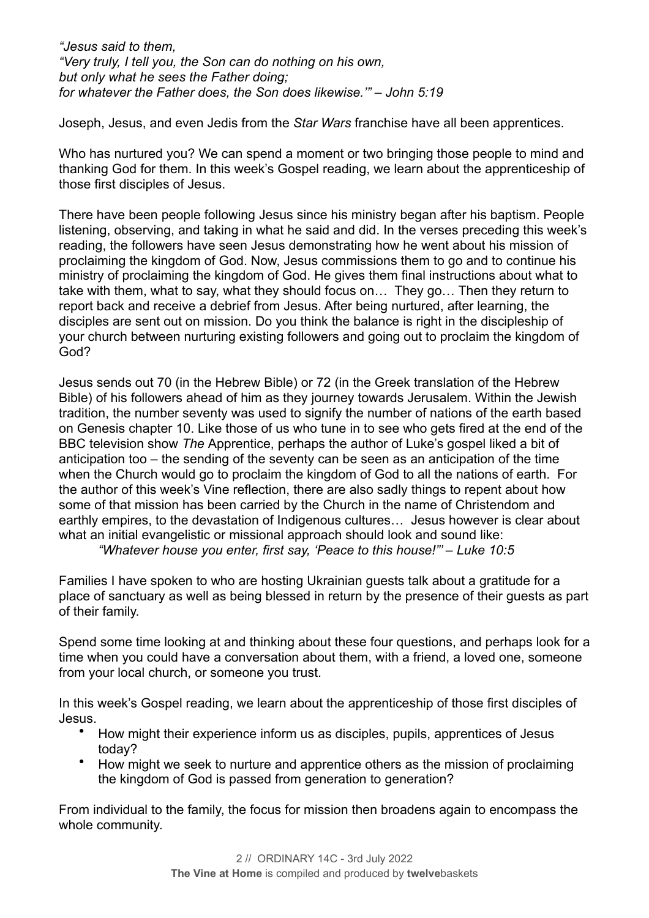*"Jesus said to them,*
*"Very truly, I tell you, the Son can do nothing on his own,*
*but only what he sees the Father doing;*
*for whatever the Father does, the Son does likewise.'" – John 5:19*

Joseph, Jesus, and even Jedis from the *Star Wars* franchise have all been apprentices.

Who has nurtured you? We can spend a moment or two bringing those people to mind and thanking God for them. In this week's Gospel reading, we learn about the apprenticeship of those first disciples of Jesus.

There have been people following Jesus since his ministry began after his baptism. People listening, observing, and taking in what he said and did. In the verses preceding this week's reading, the followers have seen Jesus demonstrating how he went about his mission of proclaiming the kingdom of God. Now, Jesus commissions them to go and to continue his ministry of proclaiming the kingdom of God. He gives them final instructions about what to take with them, what to say, what they should focus on… They go… Then they return to report back and receive a debrief from Jesus. After being nurtured, after learning, the disciples are sent out on mission. Do you think the balance is right in the discipleship of your church between nurturing existing followers and going out to proclaim the kingdom of God?

Jesus sends out 70 (in the Hebrew Bible) or 72 (in the Greek translation of the Hebrew Bible) of his followers ahead of him as they journey towards Jerusalem. Within the Jewish tradition, the number seventy was used to signify the number of nations of the earth based on Genesis chapter 10. Like those of us who tune in to see who gets fired at the end of the BBC television show *The* Apprentice, perhaps the author of Luke's gospel liked a bit of anticipation too – the sending of the seventy can be seen as an anticipation of the time when the Church would go to proclaim the kingdom of God to all the nations of earth. For the author of this week's Vine reflection, there are also sadly things to repent about how some of that mission has been carried by the Church in the name of Christendom and earthly empires, to the devastation of Indigenous cultures… Jesus however is clear about what an initial evangelistic or missional approach should look and sound like:

> *"Whatever house you enter, first say, 'Peace to this house!'" – Luke 10:5*

Families I have spoken to who are hosting Ukrainian guests talk about a gratitude for a place of sanctuary as well as being blessed in return by the presence of their guests as part of their family.

Spend some time looking at and thinking about these four questions, and perhaps look for a time when you could have a conversation about them, with a friend, a loved one, someone from your local church, or someone you trust.

In this week's Gospel reading, we learn about the apprenticeship of those first disciples of Jesus.

- How might their experience inform us as disciples, pupils, apprentices of Jesus today?
- How might we seek to nurture and apprentice others as the mission of proclaiming the kingdom of God is passed from generation to generation?

From individual to the family, the focus for mission then broadens again to encompass the whole community.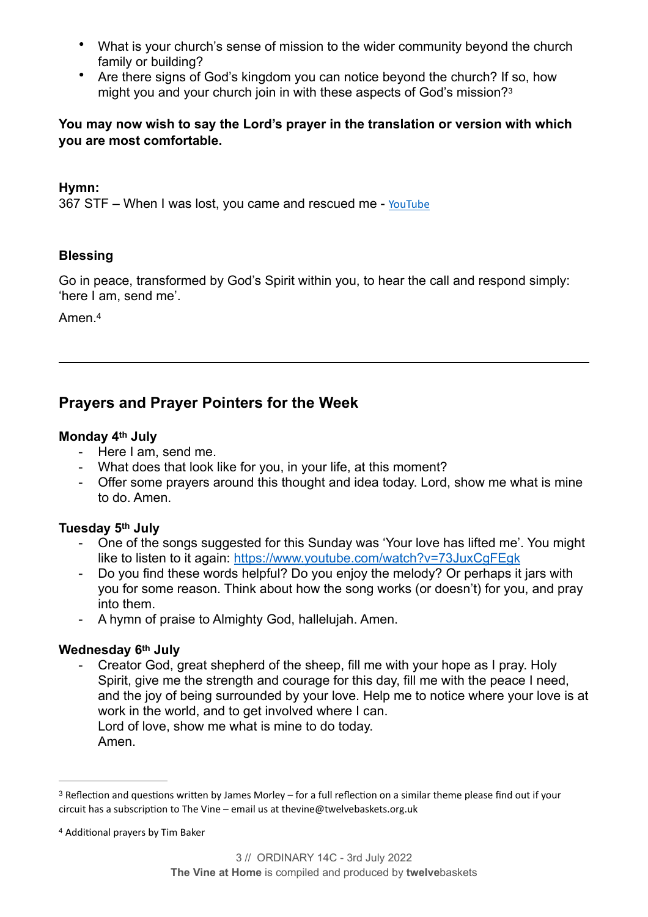- What is your church's sense of mission to the wider community beyond the church family or building?
- Are there signs of God's kingdom you can notice beyond the church? If so, how might you and your church join in with these aspects of God's mission?[3]

**You may now wish to say the Lord's prayer in the translation or version with which you are most comfortable.**

**Hymn:**
367 STF – When I was lost, you came and rescued me - YouTube

**Blessing**

Go in peace, transformed by God's Spirit within you, to hear the call and respond simply: 'here I am, send me'.

Amen.[4]

---

## Prayers and Prayer Pointers for the Week

**Monday 4th July**

- Here I am, send me.
- What does that look like for you, in your life, at this moment?
- Offer some prayers around this thought and idea today. Lord, show me what is mine to do. Amen.

**Tuesday 5th July**

- One of the songs suggested for this Sunday was 'Your love has lifted me'. You might like to listen to it again: https://www.youtube.com/watch?v=73JuxCgFEgk
- Do you find these words helpful? Do you enjoy the melody? Or perhaps it jars with you for some reason. Think about how the song works (or doesn't) for you, and pray into them.
- A hymn of praise to Almighty God, hallelujah. Amen.

**Wednesday 6th July**

- Creator God, great shepherd of the sheep, fill me with your hope as I pray. Holy Spirit, give me the strength and courage for this day, fill me with the peace I need, and the joy of being surrounded by your love. Help me to notice where your love is at work in the world, and to get involved where I can.
  Lord of love, show me what is mine to do today.
  Amen.

---

[3] Reflection and questions written by James Morley – for a full reflection on a similar theme please find out if your circuit has a subscription to The Vine – email us at thevine@twelvebaskets.org.uk

[4] Additional prayers by Tim Baker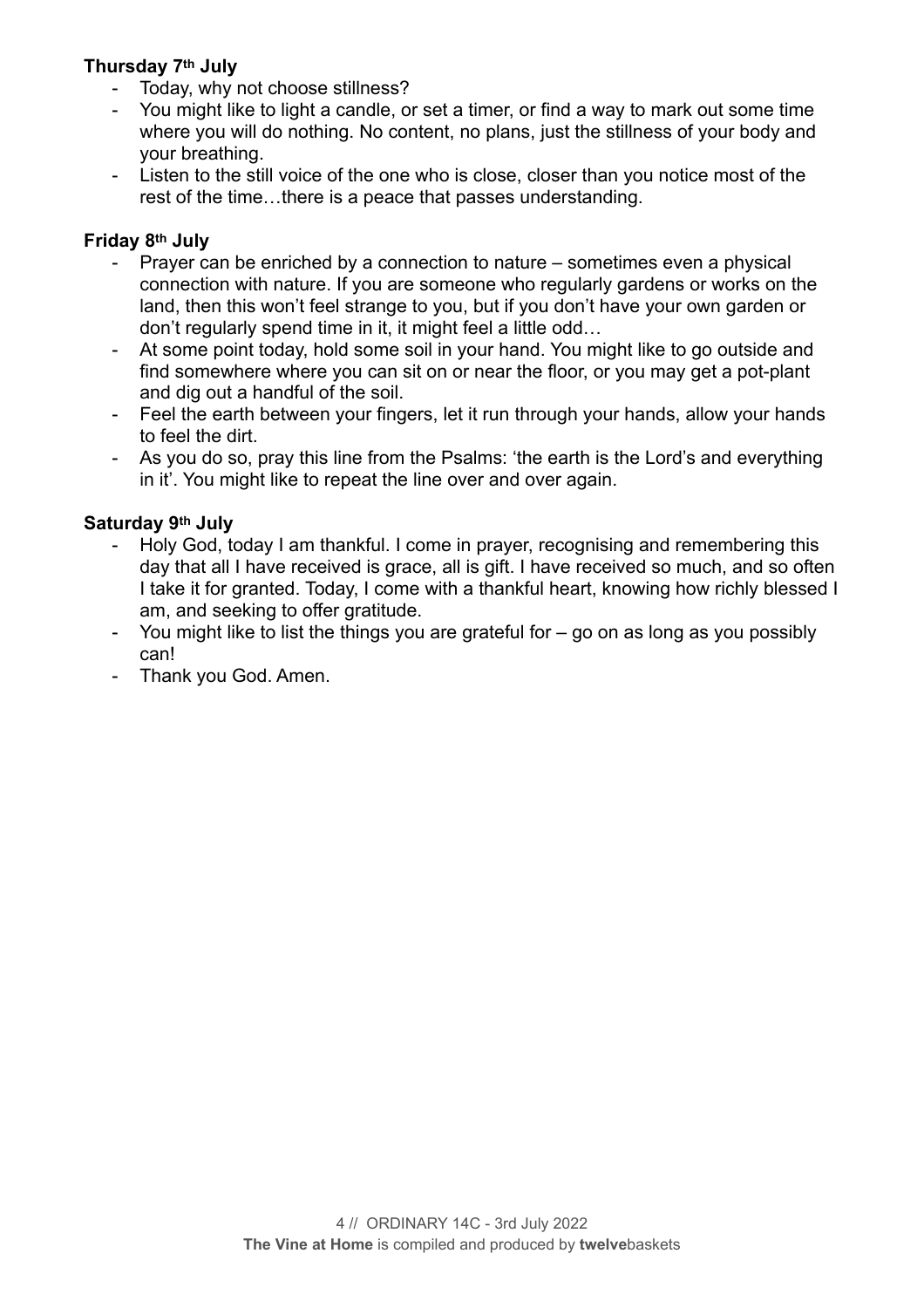**Thursday 7th July**

- Today, why not choose stillness?
- You might like to light a candle, or set a timer, or find a way to mark out some time where you will do nothing. No content, no plans, just the stillness of your body and your breathing.
- Listen to the still voice of the one who is close, closer than you notice most of the rest of the time…there is a peace that passes understanding.

**Friday 8th July**

- Prayer can be enriched by a connection to nature – sometimes even a physical connection with nature. If you are someone who regularly gardens or works on the land, then this won't feel strange to you, but if you don't have your own garden or don't regularly spend time in it, it might feel a little odd…
- At some point today, hold some soil in your hand. You might like to go outside and find somewhere where you can sit on or near the floor, or you may get a pot-plant and dig out a handful of the soil.
- Feel the earth between your fingers, let it run through your hands, allow your hands to feel the dirt.
- As you do so, pray this line from the Psalms: 'the earth is the Lord's and everything in it'. You might like to repeat the line over and over again.

**Saturday 9th July**

- Holy God, today I am thankful. I come in prayer, recognising and remembering this day that all I have received is grace, all is gift. I have received so much, and so often I take it for granted. Today, I come with a thankful heart, knowing how richly blessed I am, and seeking to offer gratitude.
- You might like to list the things you are grateful for – go on as long as you possibly can!
- Thank you God. Amen.